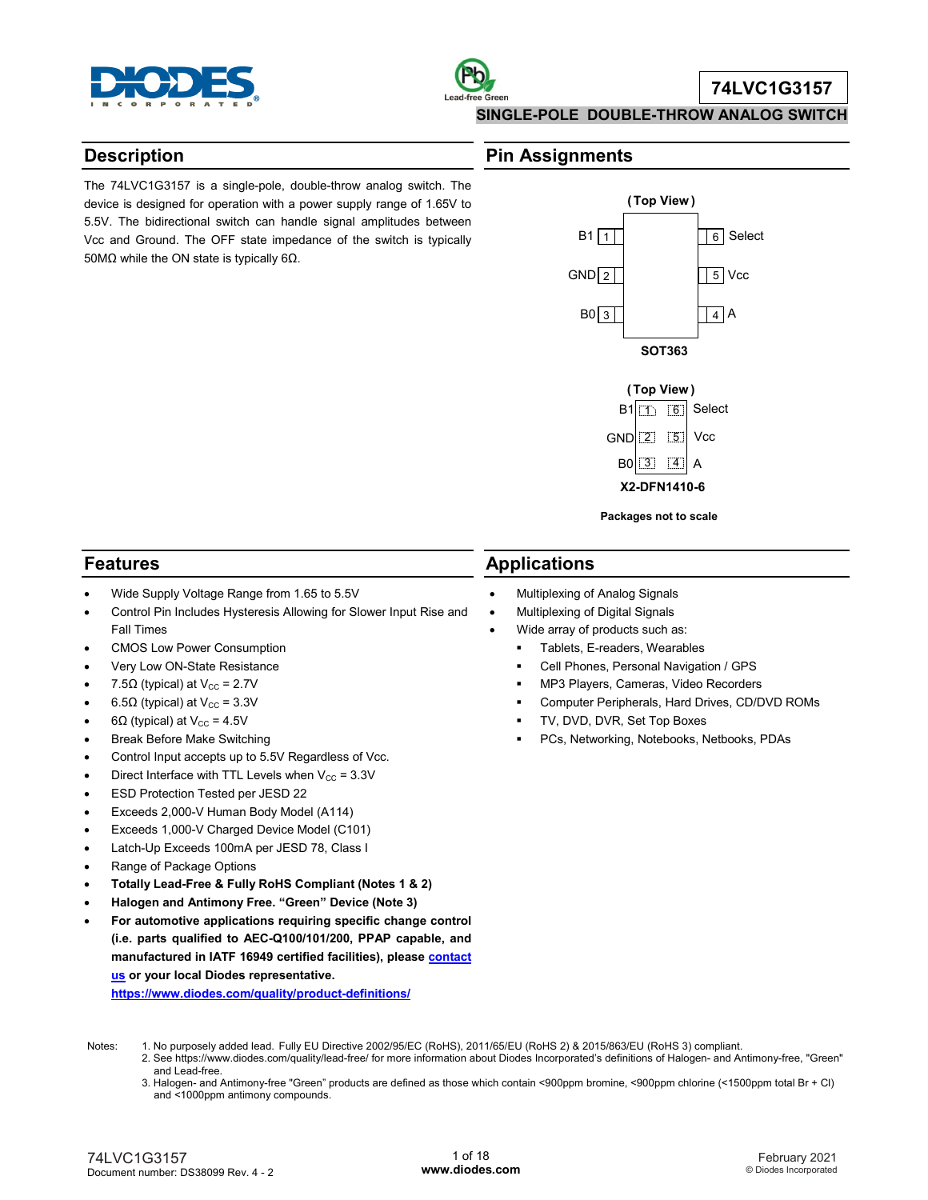# 74LVC1G3157

## SINGLE-POLE DOUBLE-THROW ANALOG SWITCH

## Description

The 74LVC1G3157 is a single-pole, double-throw analog switch. The device is designed for operation with a power supply range of 1.65V to 5.5V. The bidirectional switch can handle signal amplitudes between Vcc and Ground. The OFF state impedance of the switch is typically 50MΩ while the ON state is typically 6Ω.

## Pin Assignments

(Top View)

| Pin | Name | Pin | Name |
|---|---|---|---|
| 1 | B1 | 6 | Select |
| 2 | GND | 5 | Vcc |
| 3 | B0 | 4 | A |

SOT363

(Top View)

| Pin | Name | Pin | Name |
|---|---|---|---|
| 1 | B1 | 6 | Select |
| 2 | GND | 5 | Vcc |
| 3 | B0 | 4 | A |

X2-DFN1410-6

**Packages not to scale**

## Features

- Wide Supply Voltage Range from 1.65 to 5.5V
- Control Pin Includes Hysteresis Allowing for Slower Input Rise and Fall Times
- CMOS Low Power Consumption
- Very Low ON-State Resistance
- 7.5Ω (typical) at $V_{CC}$ = 2.7V
- 6.5Ω (typical) at $V_{CC}$ = 3.3V
- 6Ω (typical) at $V_{CC}$ = 4.5V
- Break Before Make Switching
- Control Input accepts up to 5.5V Regardless of Vcc.
- Direct Interface with TTL Levels when $V_{CC}$ = 3.3V
- ESD Protection Tested per JESD 22
- Exceeds 2,000-V Human Body Model (A114)
- Exceeds 1,000-V Charged Device Model (C101)
- Latch-Up Exceeds 100mA per JESD 78, Class I
- Range of Package Options
- **Totally Lead-Free & Fully RoHS Compliant (Notes 1 & 2)**
- **Halogen and Antimony Free. "Green" Device (Note 3)**
- **For automotive applications requiring specific change control (i.e. parts qualified to AEC-Q100/101/200, PPAP capable, and manufactured in IATF 16949 certified facilities), please contact us or your local Diodes representative.**
  **https://www.diodes.com/quality/product-definitions/**

## Applications

- Multiplexing of Analog Signals
- Multiplexing of Digital Signals
- Wide array of products such as:
  - Tablets, E-readers, Wearables
  - Cell Phones, Personal Navigation / GPS
  - MP3 Players, Cameras, Video Recorders
  - Computer Peripherals, Hard Drives, CD/DVD ROMs
  - TV, DVD, DVR, Set Top Boxes
  - PCs, Networking, Notebooks, Netbooks, PDAs

Notes:
1. No purposely added lead. Fully EU Directive 2002/95/EC (RoHS), 2011/65/EU (RoHS 2) & 2015/863/EU (RoHS 3) compliant.
2. See https://www.diodes.com/quality/lead-free/ for more information about Diodes Incorporated's definitions of Halogen- and Antimony-free, "Green" and Lead-free.
3. Halogen- and Antimony-free "Green" products are defined as those which contain <900ppm bromine, <900ppm chlorine (<1500ppm total Br + Cl) and <1000ppm antimony compounds.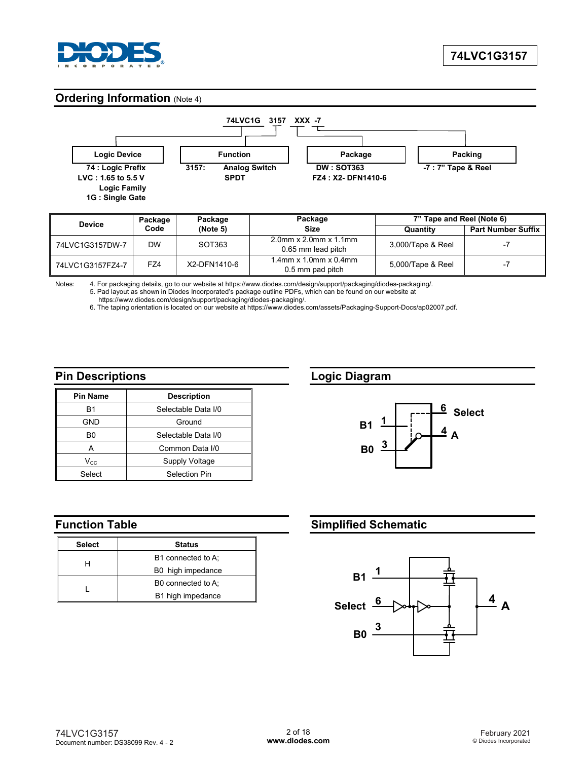## Ordering Information (Note 4)

74LVC1G 3157 XXX -7

| Logic Device | Function | Package | Packing |
|---|---|---|---|
| 74 : Logic Prefix<br>LVC : 1.65 to 5.5 V Logic Family<br>1G : Single Gate | 3157: Analog Switch SPDT | DW : SOT363<br>FZ4 : X2- DFN1410-6 | -7 : 7" Tape & Reel |

| Device | Package Code | Package (Note 5) | Package Size | 7" Tape and Reel (Note 6) | |
|---|---|---|---|---|---|
| | | | | Quantity | Part Number Suffix |
| 74LVC1G3157DW-7 | DW | SOT363 | 2.0mm x 2.0mm x 1.1mm 0.65 mm lead pitch | 3,000/Tape & Reel | -7 |
| 74LVC1G3157FZ4-7 | FZ4 | X2-DFN1410-6 | 1.4mm x 1.0mm x 0.4mm 0.5 mm pad pitch | 5,000/Tape & Reel | -7 |

Notes:
4. For packaging details, go to our website at https://www.diodes.com/design/support/packaging/diodes-packaging/.
5. Pad layout as shown in Diodes Incorporated's package outline PDFs, which can be found on our website at https://www.diodes.com/design/support/packaging/diodes-packaging/.
6. The taping orientation is located on our website at https://www.diodes.com/assets/Packaging-Support-Docs/ap02007.pdf.

## Pin Descriptions

| Pin Name | Description |
|---|---|
| B1 | Selectable Data I/0 |
| GND | Ground |
| B0 | Selectable Data I/0 |
| A | Common Data I/0 |
| $V_{CC}$ | Supply Voltage |
| Select | Selection Pin |

## Logic Diagram

B1 1, B0 3, 6 Select, 4 A

## Function Table

| Select | Status |
|---|---|
| H | B1 connected to A;<br>B0 high impedance |
| L | B0 connected to A;<br>B1 high impedance |

## Simplified Schematic

B1 1, Select 6, B0 3, 4 A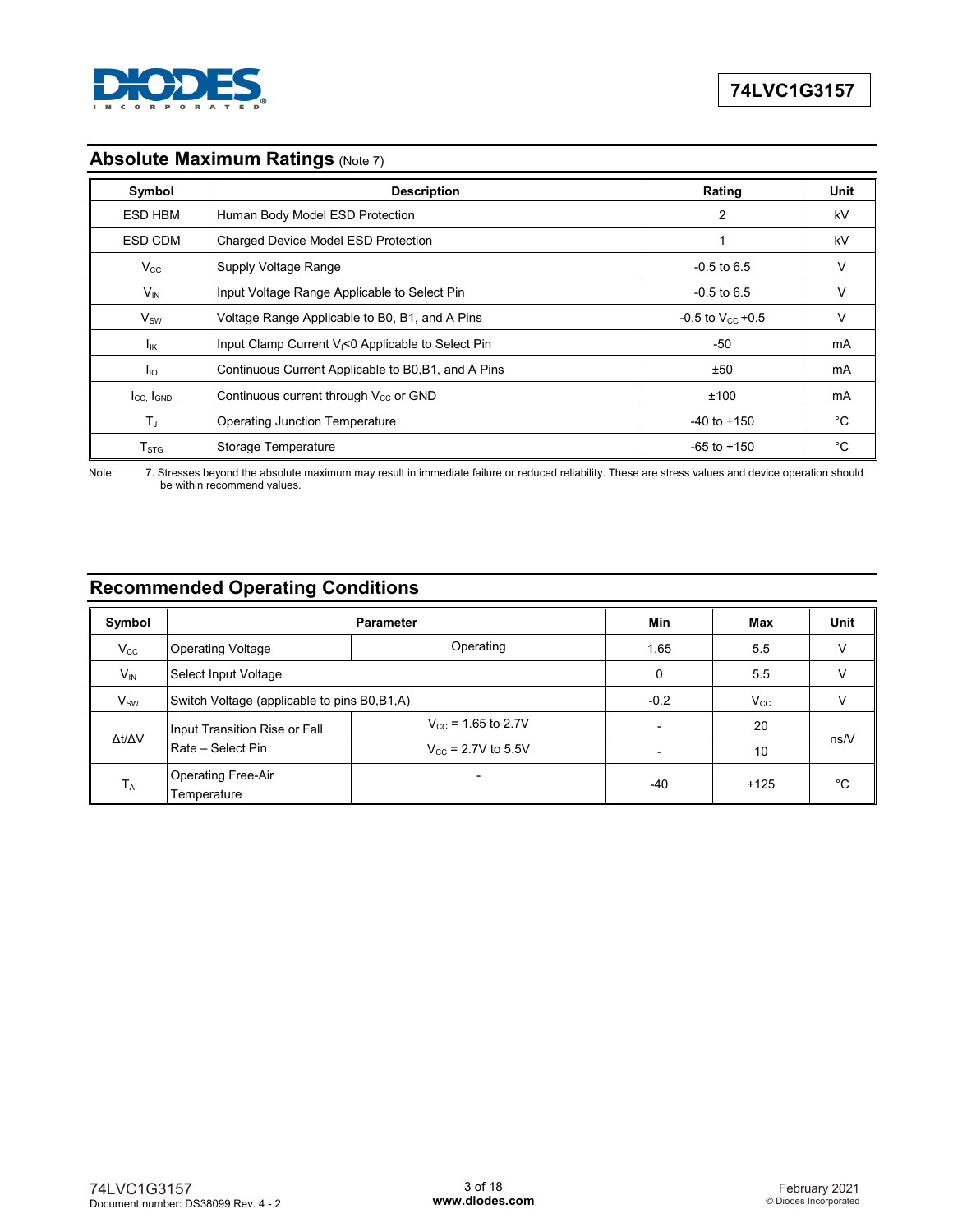## Absolute Maximum Ratings (Note 7)

| Symbol | Description | Rating | Unit |
|---|---|---|---|
| ESD HBM | Human Body Model ESD Protection | 2 | kV |
| ESD CDM | Charged Device Model ESD Protection | 1 | kV |
| $V_{CC}$ | Supply Voltage Range | -0.5 to 6.5 | V |
| $V_{IN}$ | Input Voltage Range Applicable to Select Pin | -0.5 to 6.5 | V |
| $V_{SW}$ | Voltage Range Applicable to B0, B1, and A Pins | -0.5 to $V_{CC}$ +0.5 | V |
| $I_{IK}$ | Input Clamp Current $V_I$<0 Applicable to Select Pin | -50 | mA |
| $I_{IO}$ | Continuous Current Applicable to B0,B1, and A Pins | ±50 | mA |
| $I_{CC}$, $I_{GND}$ | Continuous current through $V_{CC}$ or GND | ±100 | mA |
| $T_J$ | Operating Junction Temperature | -40 to +150 | °C |
| $T_{STG}$ | Storage Temperature | -65 to +150 | °C |

Note: 7. Stresses beyond the absolute maximum may result in immediate failure or reduced reliability. These are stress values and device operation should be within recommend values.

## Recommended Operating Conditions

| Symbol | Parameter | | Min | Max | Unit |
|---|---|---|---|---|---|
| $V_{CC}$ | Operating Voltage | Operating | 1.65 | 5.5 | V |
| $V_{IN}$ | Select Input Voltage | | 0 | 5.5 | V |
| $V_{SW}$ | Switch Voltage (applicable to pins B0,B1,A) | | -0.2 | $V_{CC}$ | V |
| $\Delta t/\Delta V$ | Input Transition Rise or Fall Rate – Select Pin | $V_{CC}$ = 1.65 to 2.7V | - | 20 | ns/V |
| | | $V_{CC}$ = 2.7V to 5.5V | - | 10 | |
| $T_A$ | Operating Free-Air Temperature | - | -40 | +125 | °C |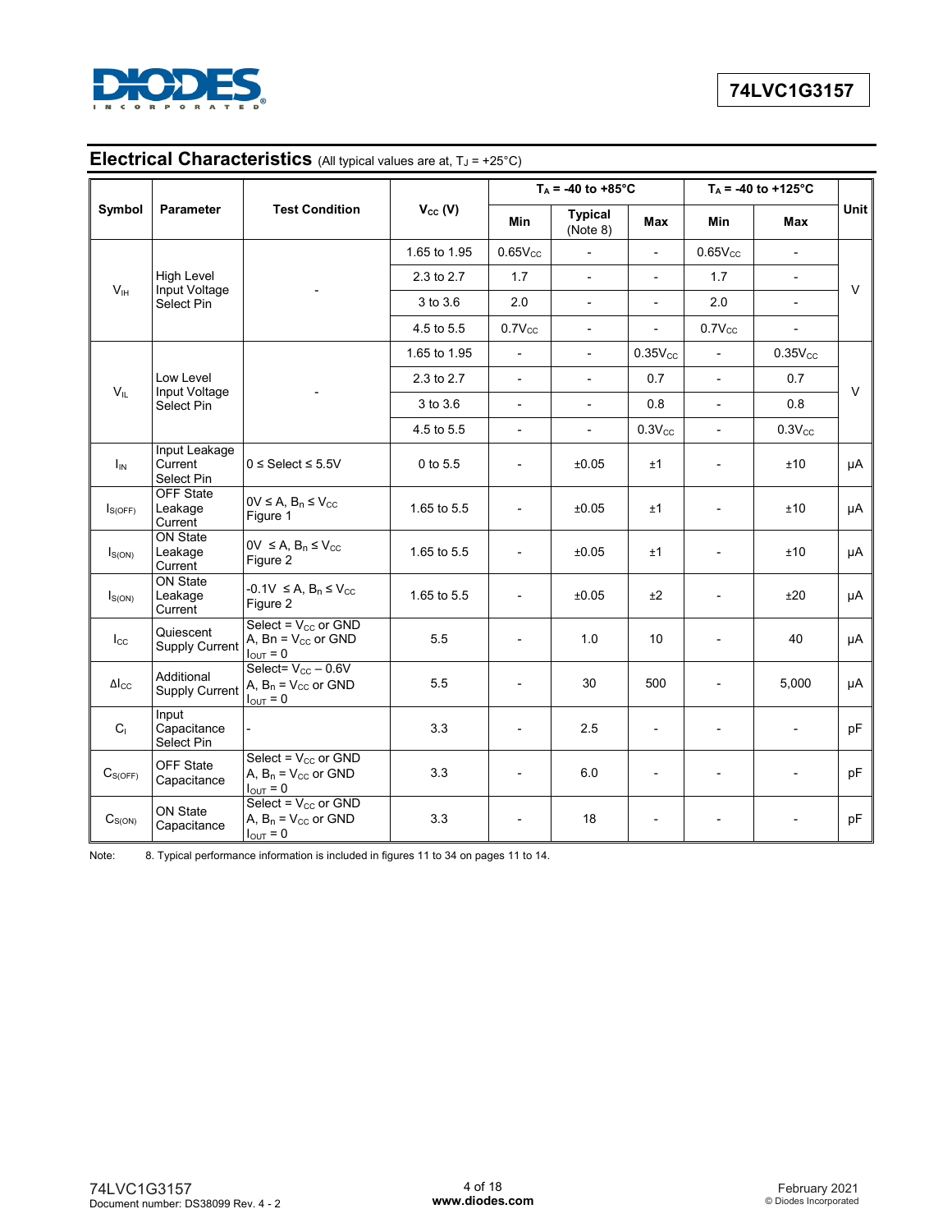## Electrical Characteristics (All typical values are at, $T_J$ = +25°C)

| Symbol | Parameter | Test Condition | $V_{CC}$ (V) | $T_A$ = -40 to +85°C | | | $T_A$ = -40 to +125°C | | Unit |
|---|---|---|---|---|---|---|---|---|---|
| | | | | Min | Typical (Note 8) | Max | Min | Max | |
| $V_{IH}$ | High Level Input Voltage Select Pin | - | 1.65 to 1.95 | $0.65V_{CC}$ | - | - | $0.65V_{CC}$ | - | V |
| | | | 2.3 to 2.7 | 1.7 | - | - | 1.7 | - | |
| | | | 3 to 3.6 | 2.0 | - | - | 2.0 | - | |
| | | | 4.5 to 5.5 | $0.7V_{CC}$ | - | - | $0.7V_{CC}$ | - | |
| $V_{IL}$ | Low Level Input Voltage Select Pin | - | 1.65 to 1.95 | - | - | $0.35V_{CC}$ | - | $0.35V_{CC}$ | V |
| | | | 2.3 to 2.7 | - | - | 0.7 | - | 0.7 | |
| | | | 3 to 3.6 | - | - | 0.8 | - | 0.8 | |
| | | | 4.5 to 5.5 | - | - | $0.3V_{CC}$ | - | $0.3V_{CC}$ | |
| $I_{IN}$ | Input Leakage Current Select Pin | 0 ≤ Select ≤ 5.5V | 0 to 5.5 | - | ±0.05 | ±1 | - | ±10 | µA |
| $I_{S(OFF)}$ | OFF State Leakage Current | 0V ≤ A, $B_n$ ≤ $V_{CC}$ Figure 1 | 1.65 to 5.5 | - | ±0.05 | ±1 | - | ±10 | µA |
| $I_{S(ON)}$ | ON State Leakage Current | 0V ≤ A, $B_n$ ≤ $V_{CC}$ Figure 2 | 1.65 to 5.5 | - | ±0.05 | ±1 | - | ±10 | µA |
| $I_{S(ON)}$ | ON State Leakage Current | -0.1V ≤ A, $B_n$ ≤ $V_{CC}$ Figure 2 | 1.65 to 5.5 | - | ±0.05 | ±2 | - | ±20 | µA |
| $I_{CC}$ | Quiescent Supply Current | Select = $V_{CC}$ or GND A, Bn = $V_{CC}$ or GND $I_{OUT}$ = 0 | 5.5 | - | 1.0 | 10 | - | 40 | µA |
| $\Delta I_{CC}$ | Additional Supply Current | Select= $V_{CC}$ – 0.6V A, $B_n$ = $V_{CC}$ or GND $I_{OUT}$ = 0 | 5.5 | - | 30 | 500 | - | 5,000 | µA |
| $C_I$ | Input Capacitance Select Pin | - | 3.3 | - | 2.5 | - | - | - | pF |
| $C_{S(OFF)}$ | OFF State Capacitance | Select = $V_{CC}$ or GND A, $B_n$ = $V_{CC}$ or GND $I_{OUT}$ = 0 | 3.3 | - | 6.0 | - | - | - | pF |
| $C_{S(ON)}$ | ON State Capacitance | Select = $V_{CC}$ or GND A, $B_n$ = $V_{CC}$ or GND $I_{OUT}$ = 0 | 3.3 | - | 18 | - | - | - | pF |

Note: 8. Typical performance information is included in figures 11 to 34 on pages 11 to 14.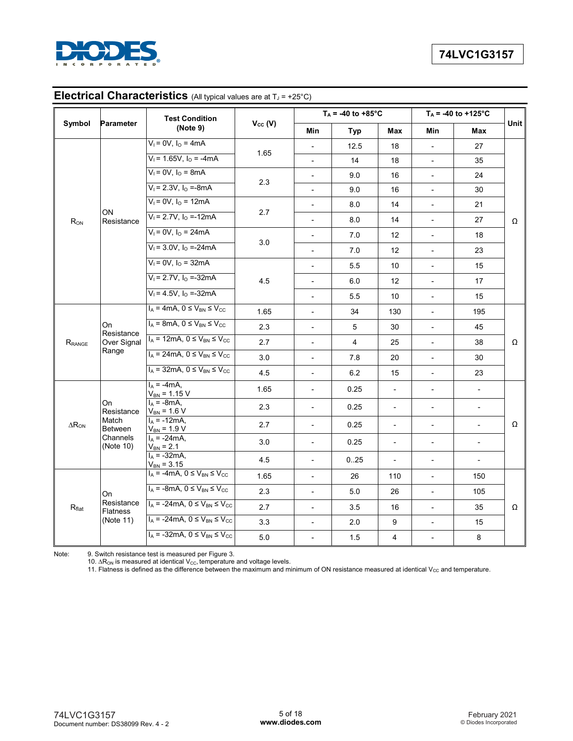## Electrical Characteristics (All typical values are at $T_J$ = +25°C)

| Symbol | Parameter | Test Condition (Note 9) | $V_{CC}$ (V) | $T_A$ = -40 to +85°C | | | $T_A$ = -40 to +125°C | | Unit |
|---|---|---|---|---|---|---|---|---|---|
| | | | | Min | Typ | Max | Min | Max | |
| $R_{ON}$ | ON Resistance | $V_I$ = 0V, $I_O$ = 4mA | 1.65 | - | 12.5 | 18 | - | 27 | Ω |
| | | $V_I$ = 1.65V, $I_O$ = -4mA | | - | 14 | 18 | - | 35 | |
| | | $V_I$ = 0V, $I_O$ = 8mA | 2.3 | - | 9.0 | 16 | - | 24 | |
| | | $V_I$ = 2.3V, $I_O$ =-8mA | | - | 9.0 | 16 | - | 30 | |
| | | $V_I$ = 0V, $I_O$ = 12mA | 2.7 | - | 8.0 | 14 | - | 21 | |
| | | $V_I$ = 2.7V, $I_O$ =-12mA | | - | 8.0 | 14 | - | 27 | |
| | | $V_I$ = 0V, $I_O$ = 24mA | 3.0 | - | 7.0 | 12 | - | 18 | |
| | | $V_I$ = 3.0V, $I_O$ =-24mA | | - | 7.0 | 12 | - | 23 | |
| | | $V_I$ = 0V, $I_O$ = 32mA | 4.5 | - | 5.5 | 10 | - | 15 | |
| | | $V_I$ = 2.7V, $I_O$ =-32mA | | - | 6.0 | 12 | - | 17 | |
| | | $V_I$ = 4.5V, $I_O$ =-32mA | | - | 5.5 | 10 | - | 15 | |
| $R_{RANGE}$ | On Resistance Over Signal Range | $I_A$ = 4mA, $0 \le V_{BN} \le V_{CC}$ | 1.65 | - | 34 | 130 | - | 195 | Ω |
| | | $I_A$ = 8mA, $0 \le V_{BN} \le V_{CC}$ | 2.3 | - | 5 | 30 | - | 45 | |
| | | $I_A$ = 12mA, $0 \le V_{BN} \le V_{CC}$ | 2.7 | - | 4 | 25 | - | 38 | |
| | | $I_A$ = 24mA, $0 \le V_{BN} \le V_{CC}$ | 3.0 | - | 7.8 | 20 | - | 30 | |
| | | $I_A$ = 32mA, $0 \le V_{BN} \le V_{CC}$ | 4.5 | - | 6.2 | 15 | - | 23 | |
| $\Delta R_{ON}$ | On Resistance Match Between Channels (Note 10) | $I_A$ = -4mA, $V_{BN}$ = 1.15 V | 1.65 | - | 0.25 | - | - | - | Ω |
| | | $I_A$ = -8mA, $V_{BN}$ = 1.6 V | 2.3 | - | 0.25 | - | - | - | |
| | | $I_A$ = -12mA, $V_{BN}$ = 1.9 V | 2.7 | - | 0.25 | - | - | - | |
| | | $I_A$ = -24mA, $V_{BN}$ = 2.1 | 3.0 | - | 0.25 | - | - | - | |
| | | $I_A$ = -32mA, $V_{BN}$ = 3.15 | 4.5 | - | 0..25 | - | - | - | |
| $R_{flat}$ | On Resistance Flatness (Note 11) | $I_A$ = -4mA, $0 \le V_{BN} \le V_{CC}$ | 1.65 | - | 26 | 110 | - | 150 | Ω |
| | | $I_A$ = -8mA, $0 \le V_{BN} \le V_{CC}$ | 2.3 | - | 5.0 | 26 | - | 105 | |
| | | $I_A$ = -24mA, $0 \le V_{BN} \le V_{CC}$ | 2.7 | - | 3.5 | 16 | - | 35 | |
| | | $I_A$ = -24mA, $0 \le V_{BN} \le V_{CC}$ | 3.3 | - | 2.0 | 9 | - | 15 | |
| | | $I_A$ = -32mA, $0 \le V_{BN} \le V_{CC}$ | 5.0 | - | 1.5 | 4 | - | 8 | |

Note:
9. Switch resistance test is measured per Figure 3.
10. $\Delta R_{ON}$ is measured at identical $V_{CC}$, temperature and voltage levels.
11. Flatness is defined as the difference between the maximum and minimum of ON resistance measured at identical $V_{CC}$ and temperature.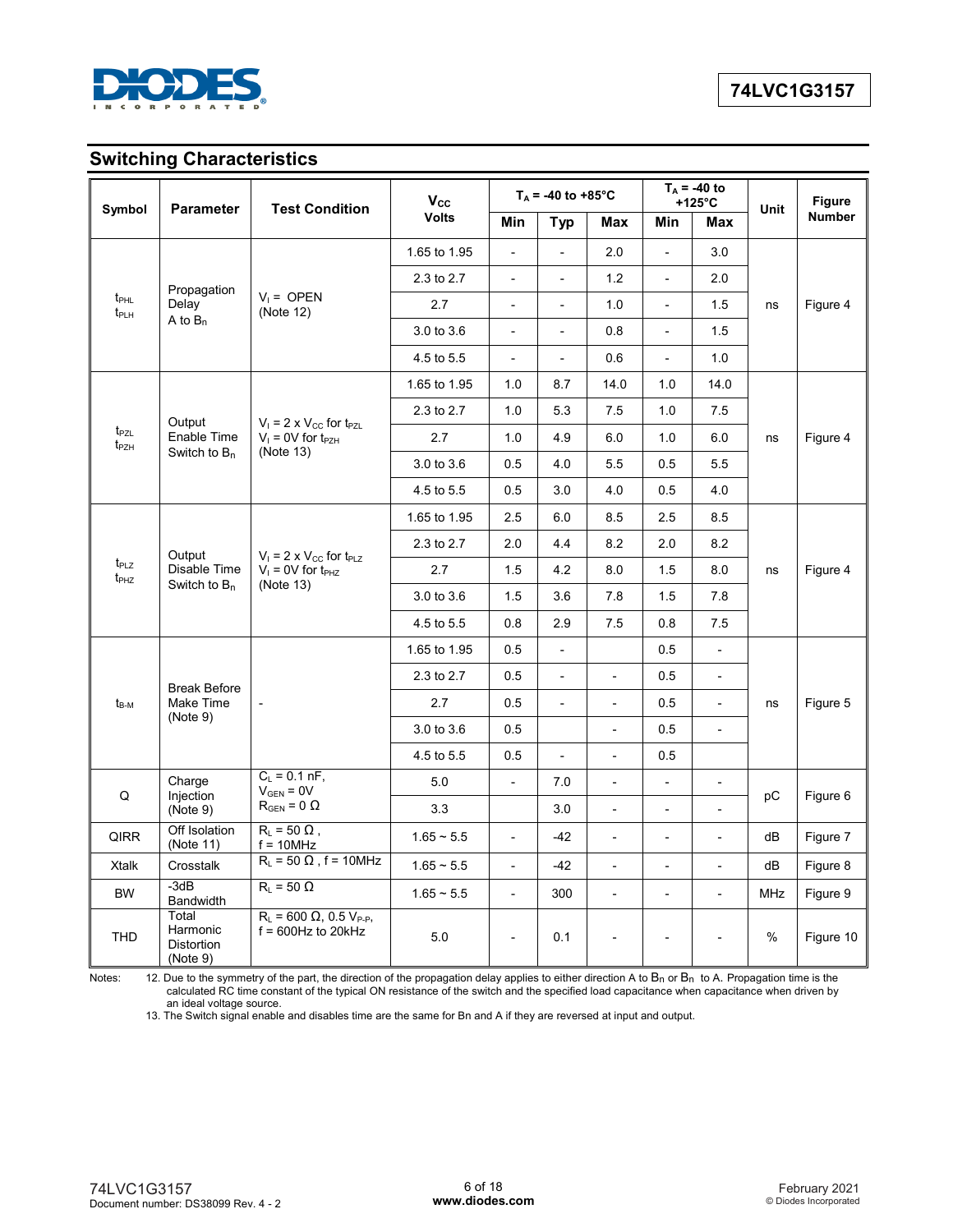## Switching Characteristics

| Symbol | Parameter | Test Condition | $V_{CC}$ Volts | $T_A$ = -40 to +85°C | | | $T_A$ = -40 to +125°C | | Unit | Figure Number |
|---|---|---|---|---|---|---|---|---|---|---|
| | | | | Min | Typ | Max | Min | Max | | |
| $t_{PHL}$ $t_{PLH}$ | Propagation Delay A to $B_n$ | $V_I$ = OPEN (Note 12) | 1.65 to 1.95 | - | - | 2.0 | - | 3.0 | ns | Figure 4 |
| | | | 2.3 to 2.7 | - | - | 1.2 | - | 2.0 | | |
| | | | 2.7 | - | - | 1.0 | - | 1.5 | | |
| | | | 3.0 to 3.6 | - | - | 0.8 | - | 1.5 | | |
| | | | 4.5 to 5.5 | - | - | 0.6 | - | 1.0 | | |
| $t_{PZL}$ $t_{PZH}$ | Output Enable Time Switch to $B_n$ | $V_I = 2 \times V_{CC}$ for $t_{PZL}$ $V_I$ = 0V for $t_{PZH}$ (Note 13) | 1.65 to 1.95 | 1.0 | 8.7 | 14.0 | 1.0 | 14.0 | ns | Figure 4 |
| | | | 2.3 to 2.7 | 1.0 | 5.3 | 7.5 | 1.0 | 7.5 | | |
| | | | 2.7 | 1.0 | 4.9 | 6.0 | 1.0 | 6.0 | | |
| | | | 3.0 to 3.6 | 0.5 | 4.0 | 5.5 | 0.5 | 5.5 | | |
| | | | 4.5 to 5.5 | 0.5 | 3.0 | 4.0 | 0.5 | 4.0 | | |
| $t_{PLZ}$ $t_{PHZ}$ | Output Disable Time Switch to $B_n$ | $V_I = 2 \times V_{CC}$ for $t_{PLZ}$ $V_I$ = 0V for $t_{PHZ}$ (Note 13) | 1.65 to 1.95 | 2.5 | 6.0 | 8.5 | 2.5 | 8.5 | ns | Figure 4 |
| | | | 2.3 to 2.7 | 2.0 | 4.4 | 8.2 | 2.0 | 8.2 | | |
| | | | 2.7 | 1.5 | 4.2 | 8.0 | 1.5 | 8.0 | | |
| | | | 3.0 to 3.6 | 1.5 | 3.6 | 7.8 | 1.5 | 7.8 | | |
| | | | 4.5 to 5.5 | 0.8 | 2.9 | 7.5 | 0.8 | 7.5 | | |
| $t_{B-M}$ | Break Before Make Time (Note 9) | - | 1.65 to 1.95 | 0.5 | - | | 0.5 | - | ns | Figure 5 |
| | | | 2.3 to 2.7 | 0.5 | - | - | 0.5 | - | | |
| | | | 2.7 | 0.5 | - | - | 0.5 | - | | |
| | | | 3.0 to 3.6 | 0.5 | | - | 0.5 | - | | |
| | | | 4.5 to 5.5 | 0.5 | - | - | 0.5 | | | |
| Q | Charge Injection (Note 9) | $C_L$ = 0.1 nF, $V_{GEN}$ = 0V $R_{GEN}$ = 0 Ω | 5.0 | - | 7.0 | - | - | - | pC | Figure 6 |
| | | | 3.3 | | 3.0 | - | - | - | | |
| QIRR | Off Isolation (Note 11) | $R_L$ = 50 Ω , f = 10MHz | 1.65 ~ 5.5 | - | -42 | - | - | - | dB | Figure 7 |
| Xtalk | Crosstalk | $R_L$ = 50 Ω , f = 10MHz | 1.65 ~ 5.5 | - | -42 | - | - | - | dB | Figure 8 |
| BW | -3dB Bandwidth | $R_L$ = 50 Ω | 1.65 ~ 5.5 | - | 300 | - | - | - | MHz | Figure 9 |
| THD | Total Harmonic Distortion (Note 9) | $R_L$ = 600 Ω, 0.5 $V_{P-P}$, f = 600Hz to 20kHz | 5.0 | - | 0.1 | - | - | - | % | Figure 10 |

Notes: 12. Due to the symmetry of the part, the direction of the propagation delay applies to either direction A to $B_n$ or $B_n$ to A. Propagation time is the calculated RC time constant of the typical ON resistance of the switch and the specified load capacitance when capacitance when driven by an ideal voltage source.

13. The Switch signal enable and disables time are the same for Bn and A if they are reversed at input and output.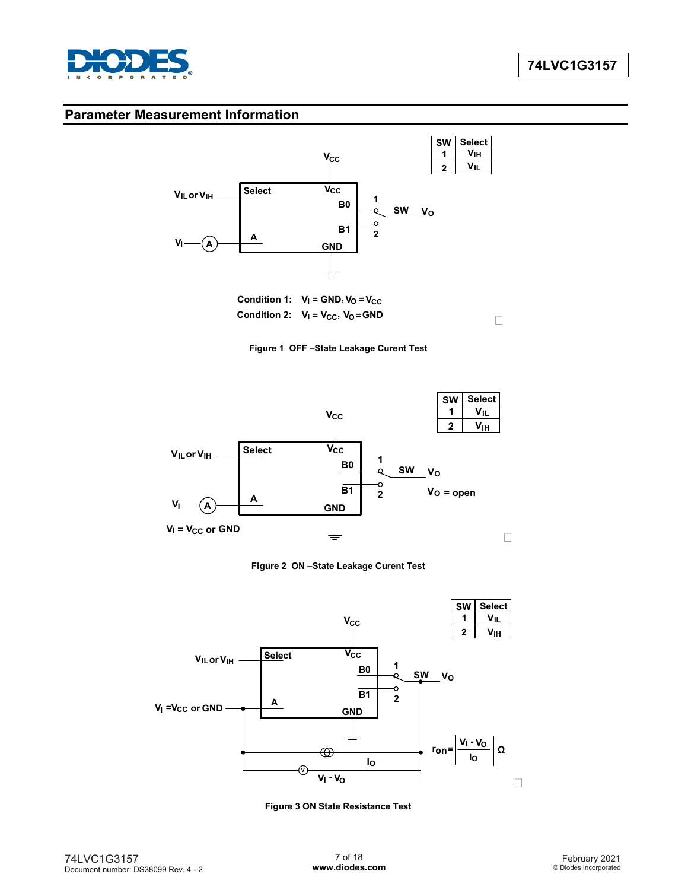## Parameter Measurement Information

| SW | Select |
|---|---|
| 1 | $V_{IH}$ |
| 2 | $V_{IL}$ |

Condition 1: $V_I$ = GND, $V_O = V_{CC}$

Condition 2: $V_I = V_{CC}$, $V_O$ = GND

**Figure 1 OFF –State Leakage Curent Test**

| SW | Select |
|---|---|
| 1 | $V_{IL}$ |
| 2 | $V_{IH}$ |

$V_O$ = open

$V_I = V_{CC}$ or GND

**Figure 2 ON –State Leakage Curent Test**

| SW | Select |
|---|---|
| 1 | $V_{IL}$ |
| 2 | $V_{IH}$ |

$V_I = V_{CC}$ or GND

$$r_{on} = \left| \frac{V_I - V_O}{I_O} \right| \Omega$$

**Figure 3 ON State Resistance Test**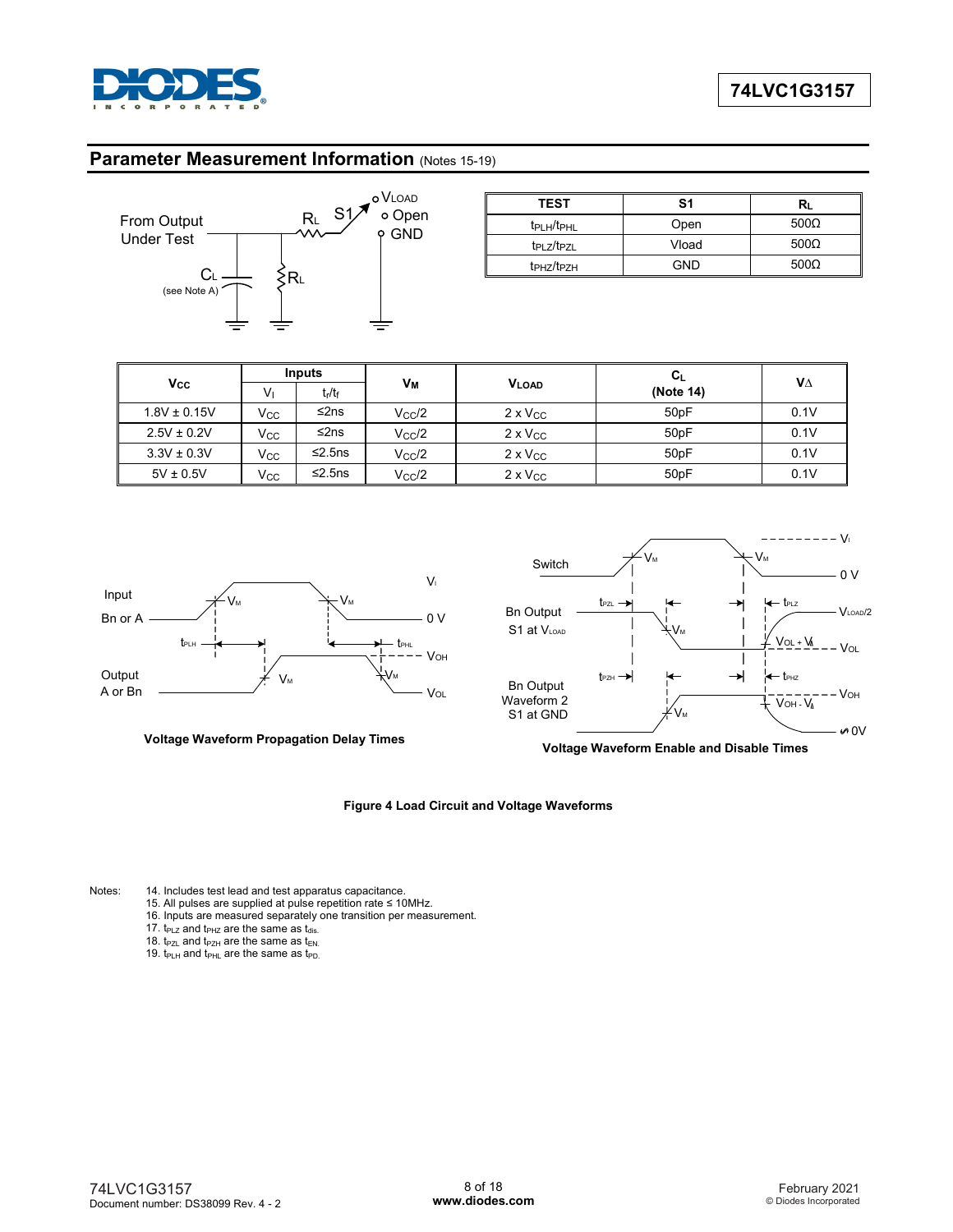## Parameter Measurement Information (Notes 15-19)

From Output Under Test

$C_L$ (see Note A)

$R_L$

S1: $V_{LOAD}$ / Open / GND

| TEST | S1 | $R_L$ |
|---|---|---|
| $t_{PLH}/t_{PHL}$ | Open | 500Ω |
| $t_{PLZ}/t_{PZL}$ | Vload | 500Ω |
| $t_{PHZ}/t_{PZH}$ | GND | 500Ω |

| $V_{CC}$ | Inputs | | $V_M$ | $V_{LOAD}$ | $C_L$ (Note 14) | $V_\Delta$ |
|---|---|---|---|---|---|---|
| | $V_I$ | $t_r/t_f$ | | | | |
| 1.8V ± 0.15V | $V_{CC}$ | ≤2ns | $V_{CC}/2$ | 2 x $V_{CC}$ | 50pF | 0.1V |
| 2.5V ± 0.2V | $V_{CC}$ | ≤2ns | $V_{CC}/2$ | 2 x $V_{CC}$ | 50pF | 0.1V |
| 3.3V ± 0.3V | $V_{CC}$ | ≤2.5ns | $V_{CC}/2$ | 2 x $V_{CC}$ | 50pF | 0.1V |
| 5V ± 0.5V | $V_{CC}$ | ≤2.5ns | $V_{CC}/2$ | 2 x $V_{CC}$ | 50pF | 0.1V |

**Voltage Waveform Propagation Delay Times**

**Voltage Waveform Enable and Disable Times**

**Figure 4 Load Circuit and Voltage Waveforms**

Notes:
14. Includes test lead and test apparatus capacitance.
15. All pulses are supplied at pulse repetition rate ≤ 10MHz.
16. Inputs are measured separately one transition per measurement.
17. $t_{PLZ}$ and $t_{PHZ}$ are the same as $t_{dis}$.
18. $t_{PZL}$ and $t_{PZH}$ are the same as $t_{EN}$.
19. $t_{PLH}$ and $t_{PHL}$ are the same as $t_{PD}$.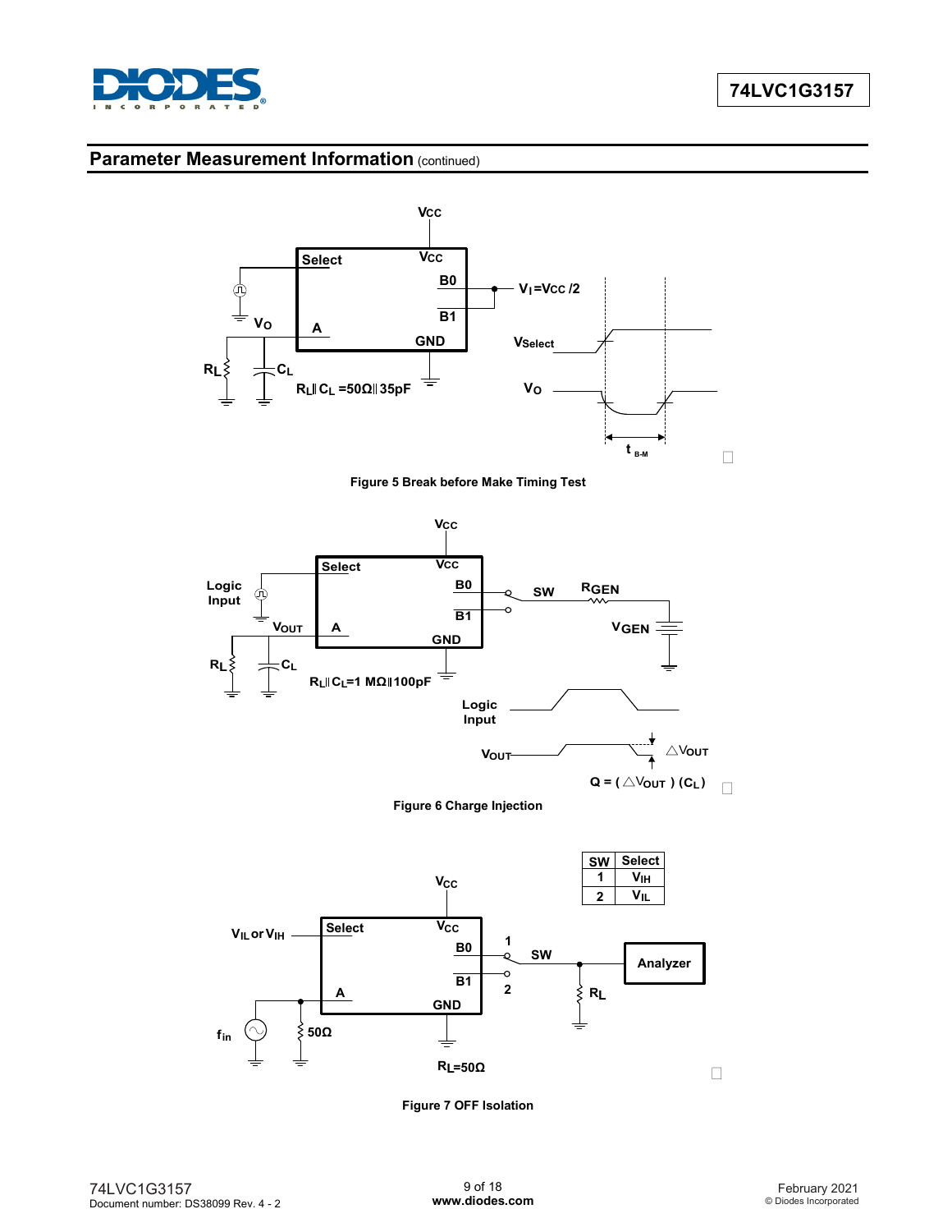## Parameter Measurement Information (continued)

Figure 5 Break before Make Timing Test

Figure 6 Charge Injection

| SW | Select |
|---|---|
| 1 | $V_{IH}$ |
| 2 | $V_{IL}$ |

Figure 7 OFF Isolation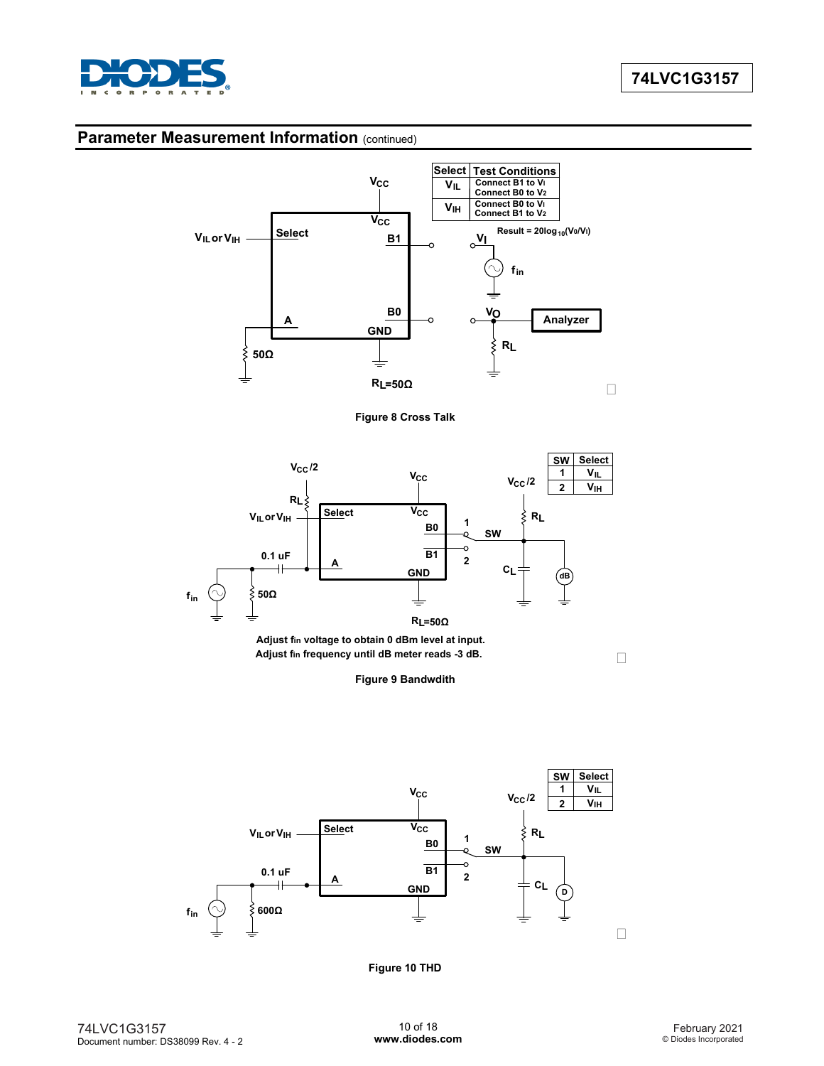## Parameter Measurement Information (continued)

| Select | Test Conditions |
|---|---|
| $V_{IL}$ | Connect B1 to $V_I$<br>Connect B0 to $V_2$ |
| $V_{IH}$ | Connect B0 to $V_I$<br>Connect B1 to $V_2$ |

Result = $20\log_{10}(V_O/V_I)$

$R_L$=50Ω

Figure 8 Cross Talk

| SW | Select |
|---|---|
| 1 | $V_{IL}$ |
| 2 | $V_{IH}$ |

$R_L$=50Ω

Adjust $f_{in}$ voltage to obtain 0 dBm level at input.
Adjust $f_{in}$ frequency until dB meter reads -3 dB.

Figure 9 Bandwdith

| SW | Select |
|---|---|
| 1 | $V_{IL}$ |
| 2 | $V_{IH}$ |

Figure 10 THD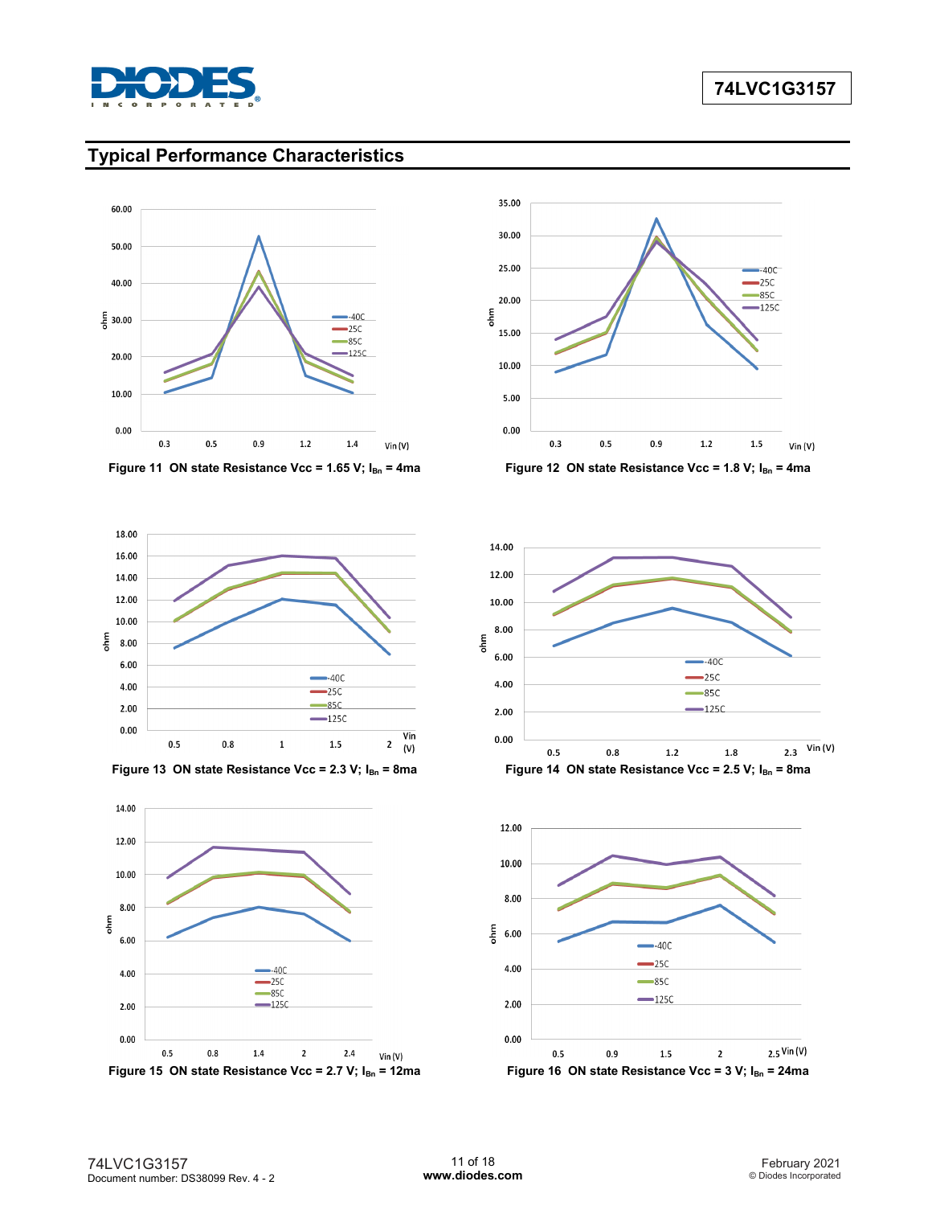## Typical Performance Characteristics

Figure 11 ON state Resistance Vcc = 1.65 V; $I_{Bn}$ = 4ma

Figure 12 ON state Resistance Vcc = 1.8 V; $I_{Bn}$ = 4ma

Figure 13 ON state Resistance Vcc = 2.3 V; $I_{Bn}$ = 8ma

Figure 14 ON state Resistance Vcc = 2.5 V; $I_{Bn}$ = 8ma

Figure 15 ON state Resistance Vcc = 2.7 V; $I_{Bn}$ = 12ma

Figure 16 ON state Resistance Vcc = 3 V; $I_{Bn}$ = 24ma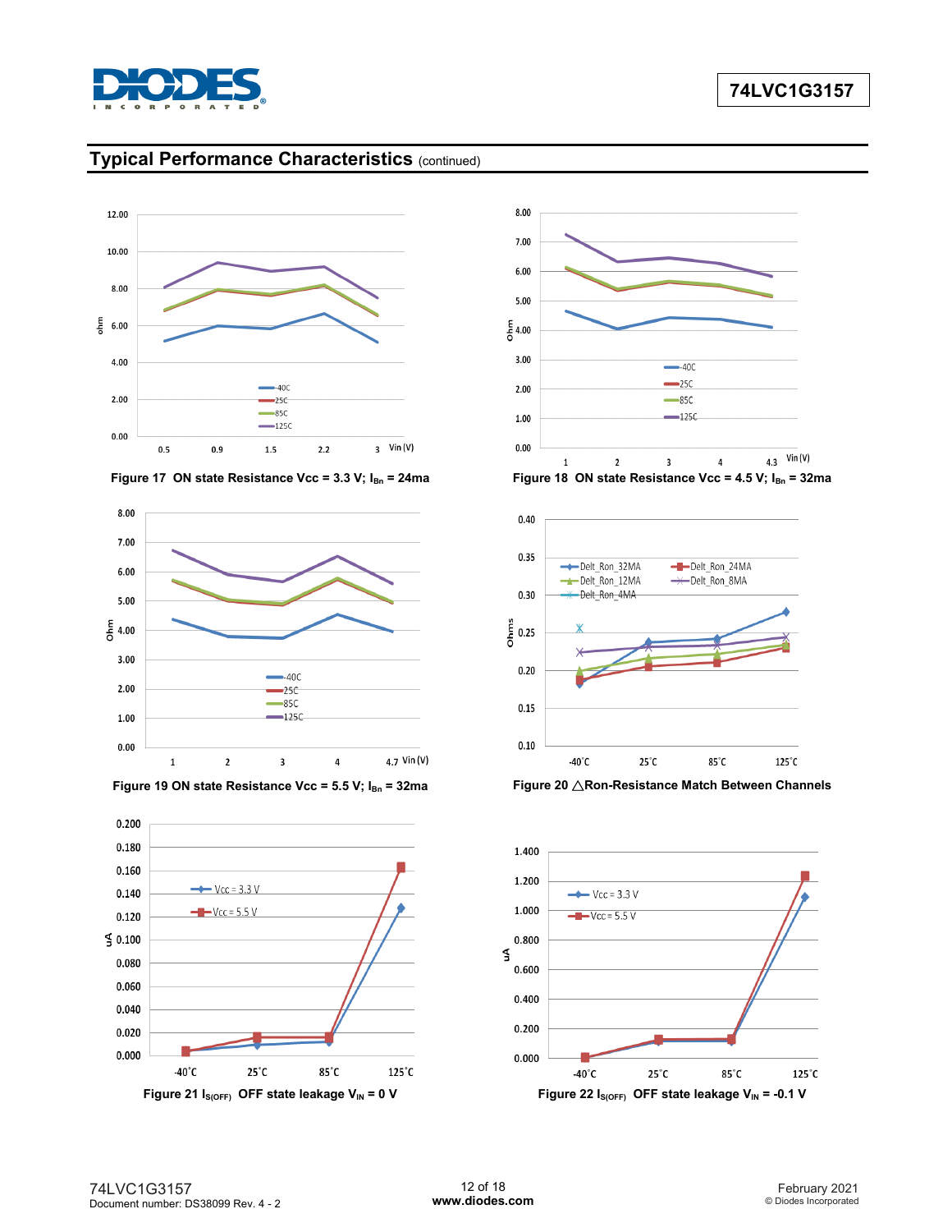## Typical Performance Characteristics (continued)

Figure 17 ON state Resistance Vcc = 3.3 V; $I_{Bn}$ = 24ma

Figure 18 ON state Resistance Vcc = 4.5 V; $I_{Bn}$ = 32ma

Figure 19 ON state Resistance Vcc = 5.5 V; $I_{Bn}$ = 32ma

Figure 20 △Ron-Resistance Match Between Channels

Figure 21 $I_{S(OFF)}$ OFF state leakage $V_{IN}$ = 0 V

Figure 22 $I_{S(OFF)}$ OFF state leakage $V_{IN}$ = -0.1 V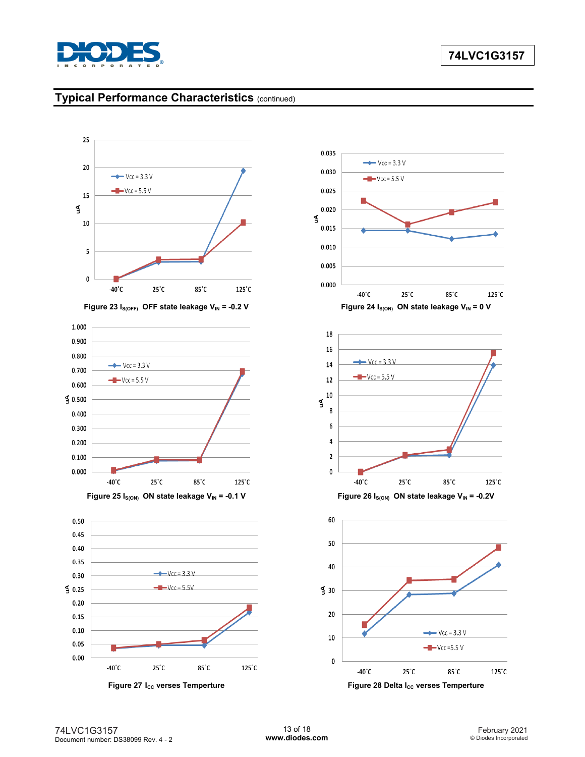## Typical Performance Characteristics (continued)

**Figure 23 $I_{S(OFF)}$ OFF state leakage $V_{IN}$ = -0.2 V**

**Figure 24 $I_{S(ON)}$ ON state leakage $V_{IN}$ = 0 V**

**Figure 25 $I_{S(ON)}$ ON state leakage $V_{IN}$ = -0.1 V**

**Figure 26 $I_{S(ON)}$ ON state leakage $V_{IN}$ = -0.2V**

**Figure 27 $I_{CC}$ verses Temperture**

**Figure 28 Delta $I_{CC}$ verses Temperture**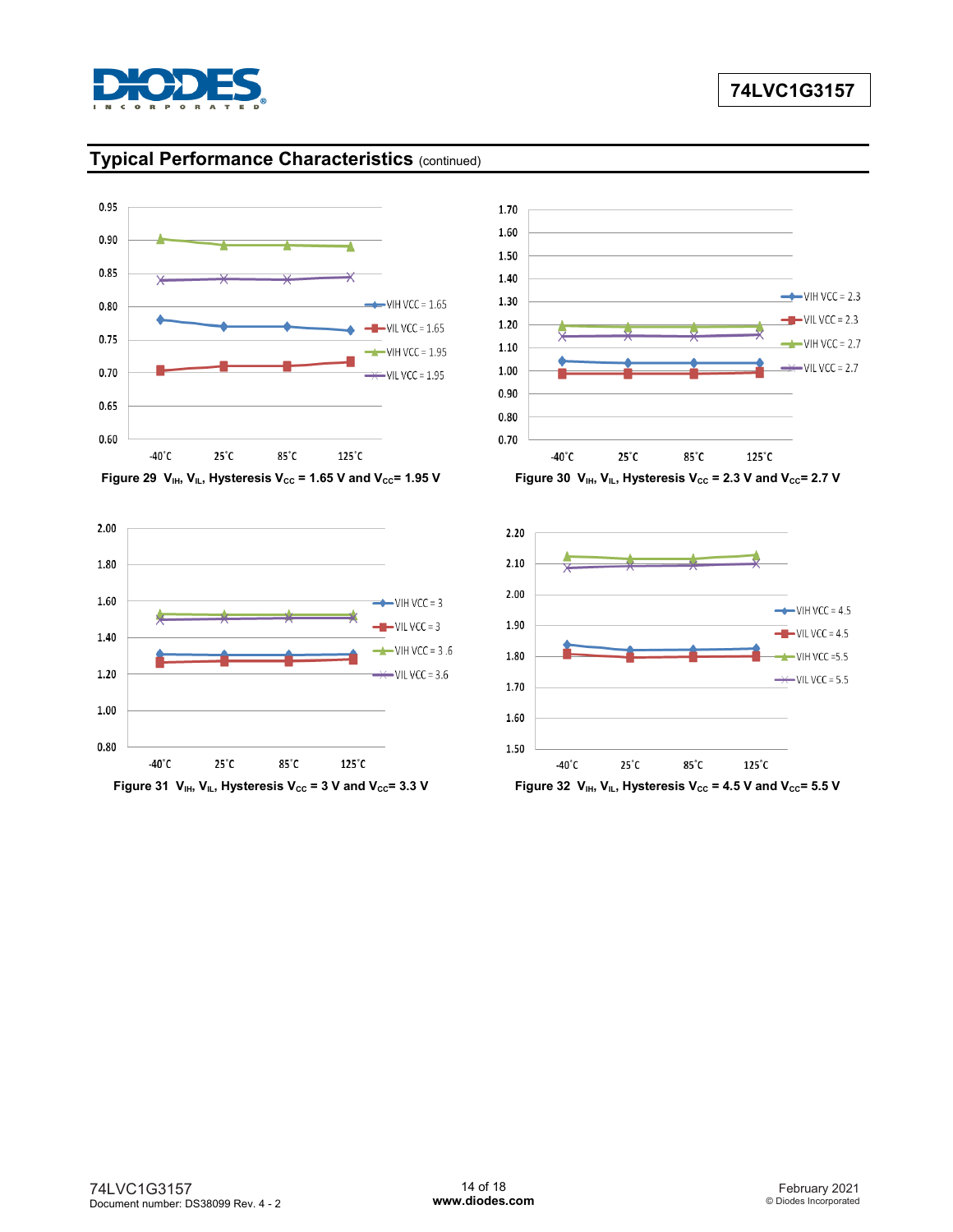## Typical Performance Characteristics (continued)

Figure 29 $V_{IH}$, $V_{IL}$, Hysteresis $V_{CC}$ = 1.65 V and $V_{CC}$= 1.95 V

Figure 30 $V_{IH}$, $V_{IL}$, Hysteresis $V_{CC}$ = 2.3 V and $V_{CC}$= 2.7 V

Figure 31 $V_{IH}$, $V_{IL}$, Hysteresis $V_{CC}$ = 3 V and $V_{CC}$= 3.3 V

Figure 32 $V_{IH}$, $V_{IL}$, Hysteresis $V_{CC}$ = 4.5 V and $V_{CC}$= 5.5 V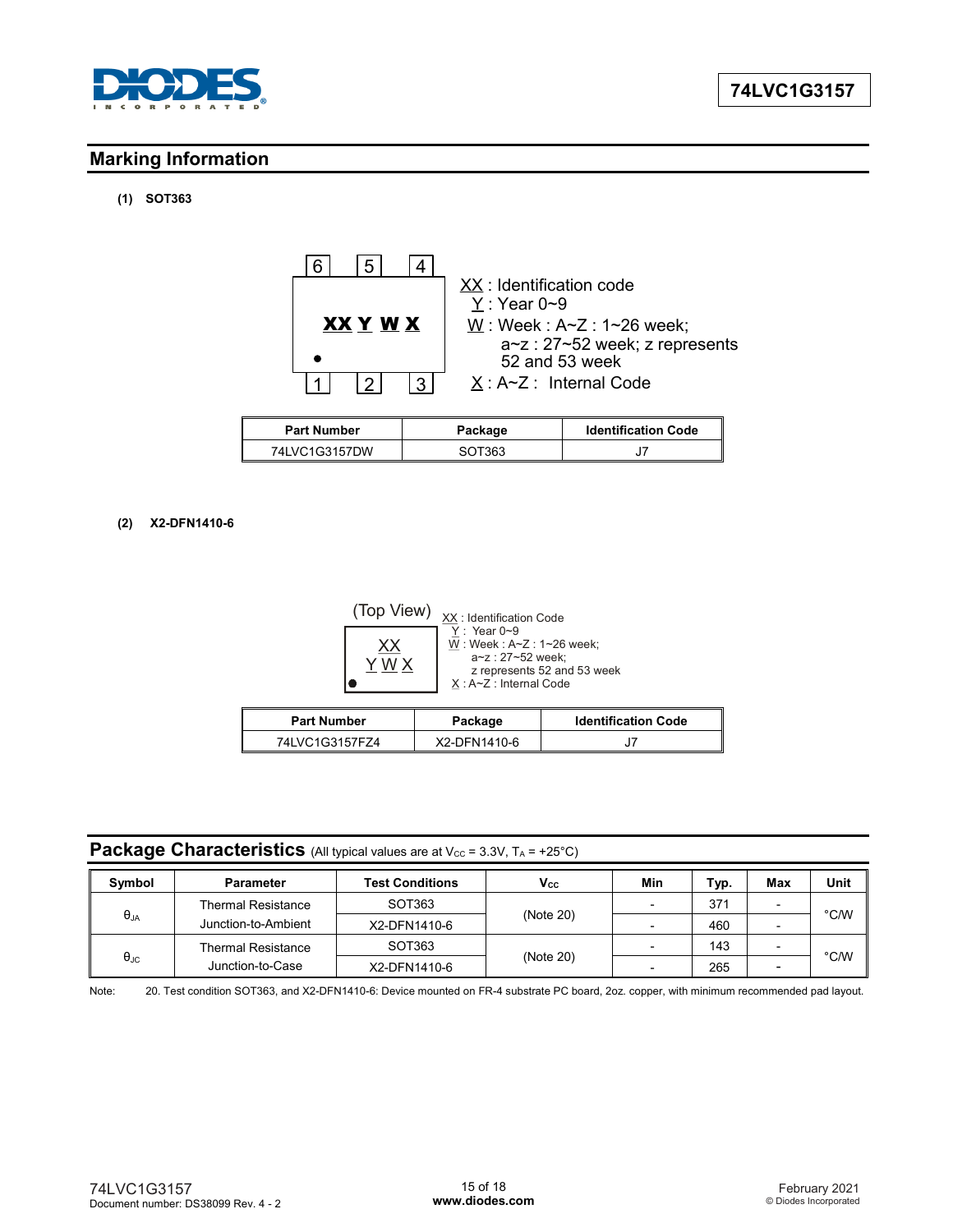## Marking Information

**(1) SOT363**

| 6 | 5 | 4 |
|---|---|---|
| | **XX Y W X** | |
| 1 | 2 | 3 |

XX : Identification code
Y : Year 0~9
W : Week : A~Z : 1~26 week;
a~z : 27~52 week; z represents 52 and 53 week
X : A~Z : Internal Code

| Part Number | Package | Identification Code |
|---|---|---|
| 74LVC1G3157DW | SOT363 | J7 |

**(2) X2-DFN1410-6**

(Top View)

XX
Y W X

XX : Identification Code
Y : Year 0~9
W : Week : A~Z : 1~26 week;
a~z : 27~52 week;
z represents 52 and 53 week
X : A~Z : Internal Code

| Part Number | Package | Identification Code |
|---|---|---|
| 74LVC1G3157FZ4 | X2-DFN1410-6 | J7 |

## Package Characteristics (All typical values are at $V_{CC}$ = 3.3V, $T_A$ = +25°C)

| Symbol | Parameter | Test Conditions | $V_{CC}$ | Min | Typ. | Max | Unit |
|---|---|---|---|---|---|---|---|
| $\theta_{JA}$ | Thermal Resistance Junction-to-Ambient | SOT363 | (Note 20) | - | 371 | - | °C/W |
| | | X2-DFN1410-6 | | - | 460 | - | |
| $\theta_{JC}$ | Thermal Resistance Junction-to-Case | SOT363 | (Note 20) | - | 143 | - | °C/W |
| | | X2-DFN1410-6 | | - | 265 | - | |

Note: 20. Test condition SOT363, and X2-DFN1410-6: Device mounted on FR-4 substrate PC board, 2oz. copper, with minimum recommended pad layout.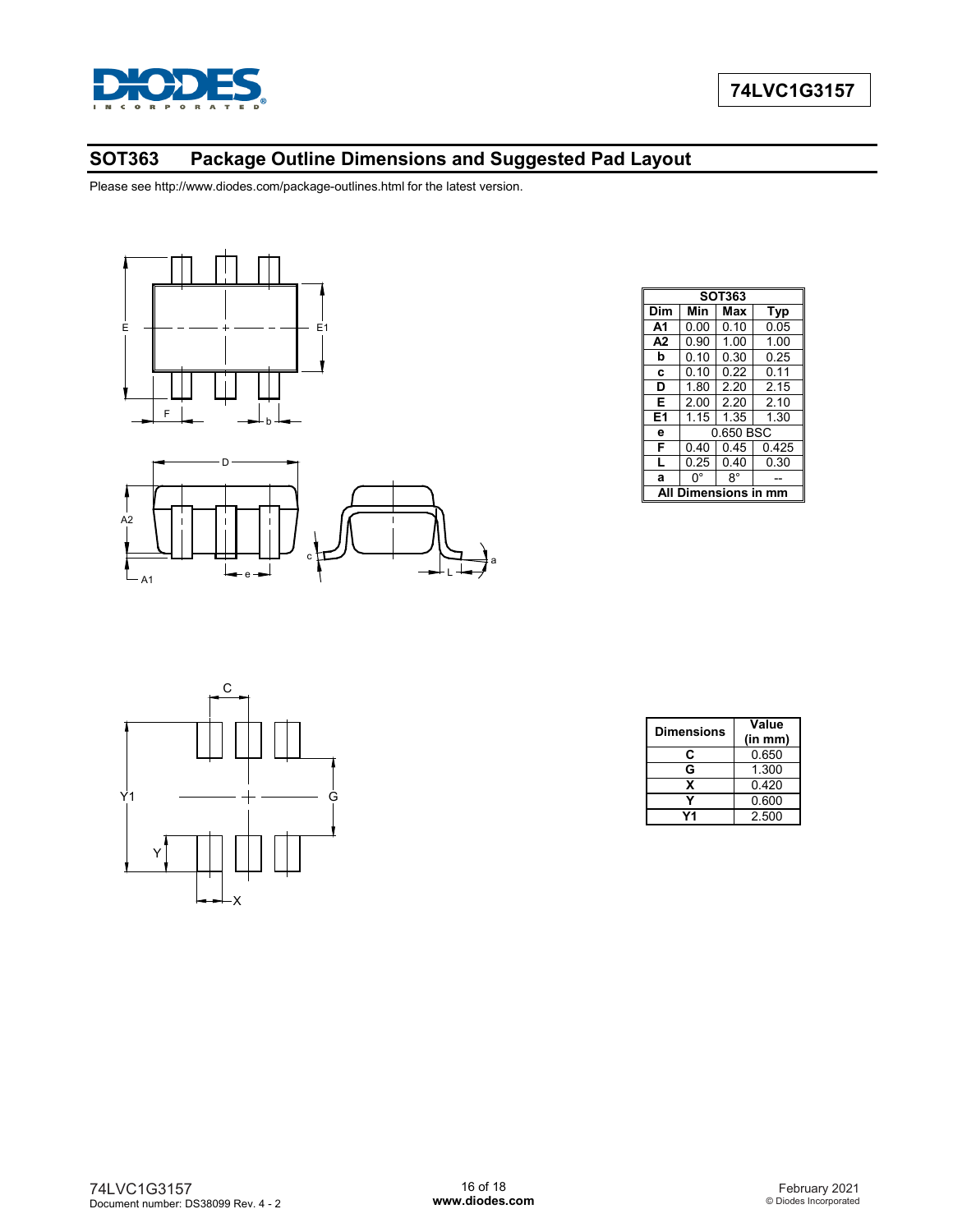## SOT363 Package Outline Dimensions and Suggested Pad Layout

Please see http://www.diodes.com/package-outlines.html for the latest version.

| SOT363 | | | |
|---|---|---|---|
| **Dim** | **Min** | **Max** | **Typ** |
| **A1** | 0.00 | 0.10 | 0.05 |
| **A2** | 0.90 | 1.00 | 1.00 |
| **b** | 0.10 | 0.30 | 0.25 |
| **c** | 0.10 | 0.22 | 0.11 |
| **D** | 1.80 | 2.20 | 2.15 |
| **E** | 2.00 | 2.20 | 2.10 |
| **E1** | 1.15 | 1.35 | 1.30 |
| **e** | 0.650 BSC | | |
| **F** | 0.40 | 0.45 | 0.425 |
| **L** | 0.25 | 0.40 | 0.30 |
| **a** | 0° | 8° | -- |
| **All Dimensions in mm** | | | |

| Dimensions | Value (in mm) |
|---|---|
| **C** | 0.650 |
| **G** | 1.300 |
| **X** | 0.420 |
| **Y** | 0.600 |
| **Y1** | 2.500 |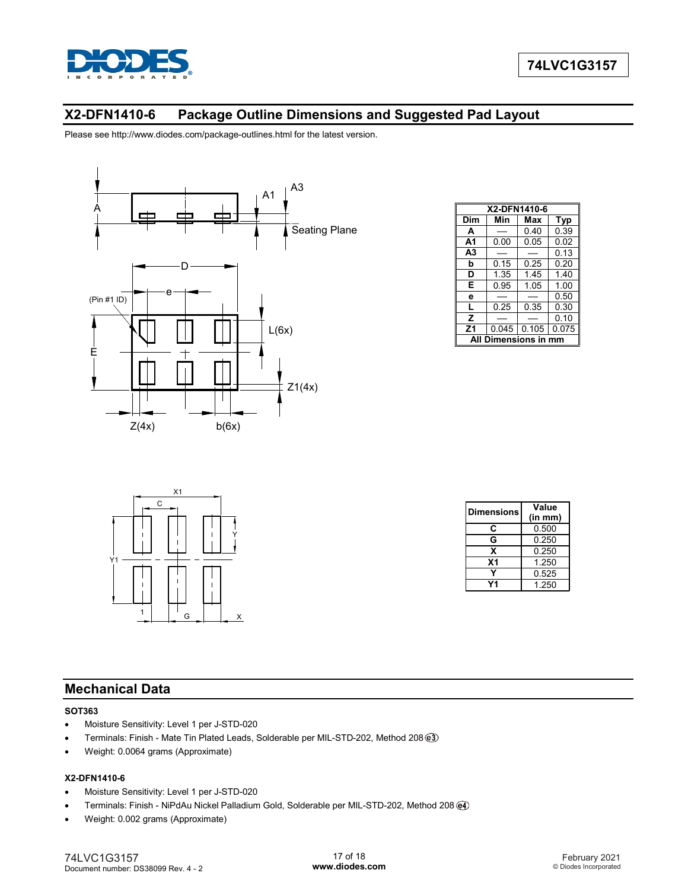## X2-DFN1410-6 Package Outline Dimensions and Suggested Pad Layout

Please see http://www.diodes.com/package-outlines.html for the latest version.

| X2-DFN1410-6 | | | |
|---|---|---|---|
| **Dim** | **Min** | **Max** | **Typ** |
| **A** | — | 0.40 | 0.39 |
| **A1** | 0.00 | 0.05 | 0.02 |
| **A3** | — | — | 0.13 |
| **b** | 0.15 | 0.25 | 0.20 |
| **D** | 1.35 | 1.45 | 1.40 |
| **E** | 0.95 | 1.05 | 1.00 |
| **e** | — | — | 0.50 |
| **L** | 0.25 | 0.35 | 0.30 |
| **Z** | — | — | 0.10 |
| **Z1** | 0.045 | 0.105 | 0.075 |
| **All Dimensions in mm** | | | |

| Dimensions | Value (in mm) |
|---|---|
| **C** | 0.500 |
| **G** | 0.250 |
| **X** | 0.250 |
| **X1** | 1.250 |
| **Y** | 0.525 |
| **Y1** | 1.250 |

## Mechanical Data

**SOT363**

- Moisture Sensitivity: Level 1 per J-STD-020
- Terminals: Finish - Mate Tin Plated Leads, Solderable per MIL-STD-202, Method 208 (e3)
- Weight: 0.0064 grams (Approximate)

**X2-DFN1410-6**

- Moisture Sensitivity: Level 1 per J-STD-020
- Terminals: Finish - NiPdAu Nickel Palladium Gold, Solderable per MIL-STD-202, Method 208 (e4)
- Weight: 0.002 grams (Approximate)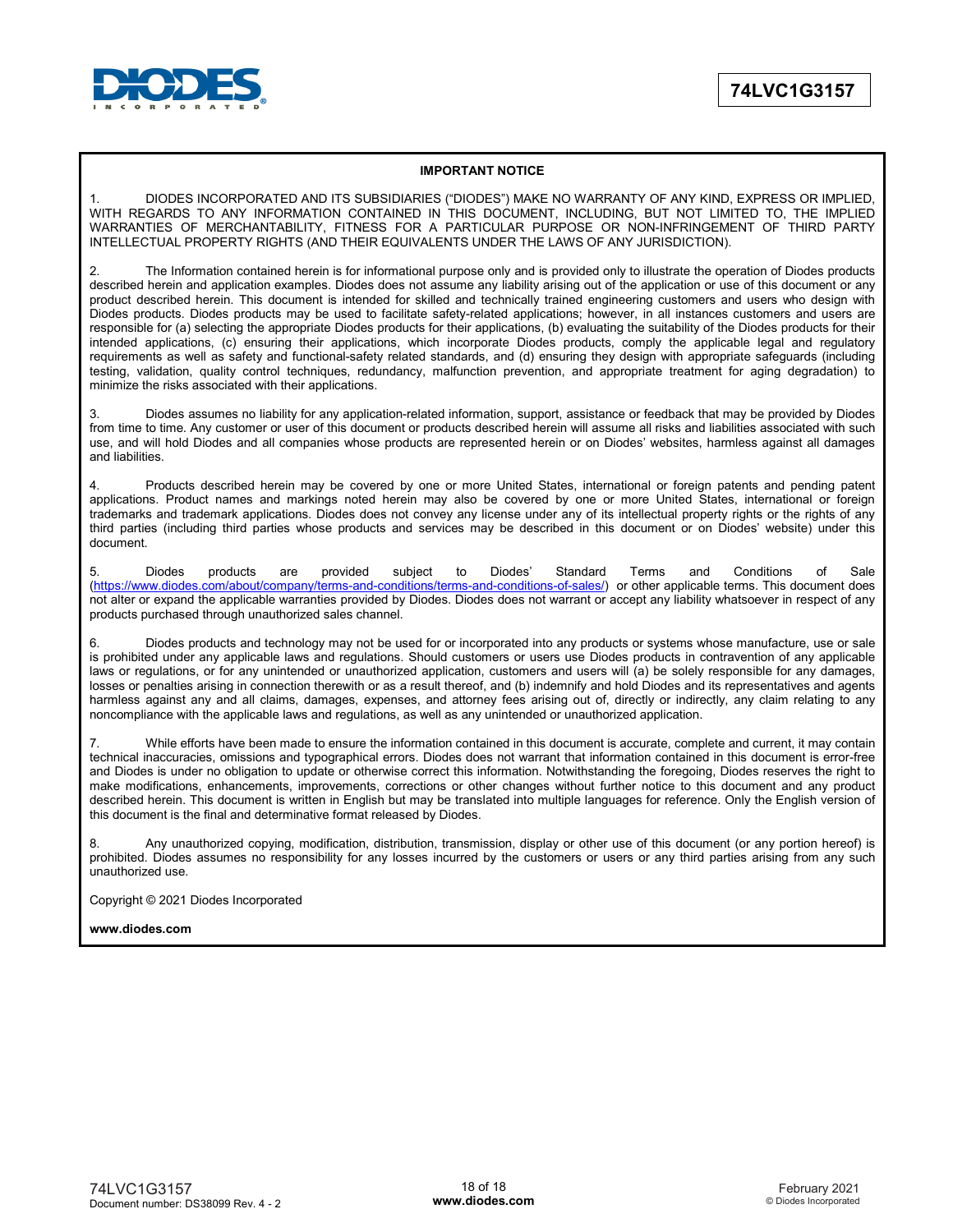**IMPORTANT NOTICE**

1. DIODES INCORPORATED AND ITS SUBSIDIARIES ("DIODES") MAKE NO WARRANTY OF ANY KIND, EXPRESS OR IMPLIED, WITH REGARDS TO ANY INFORMATION CONTAINED IN THIS DOCUMENT, INCLUDING, BUT NOT LIMITED TO, THE IMPLIED WARRANTIES OF MERCHANTABILITY, FITNESS FOR A PARTICULAR PURPOSE OR NON-INFRINGEMENT OF THIRD PARTY INTELLECTUAL PROPERTY RIGHTS (AND THEIR EQUIVALENTS UNDER THE LAWS OF ANY JURISDICTION).

2. The Information contained herein is for informational purpose only and is provided only to illustrate the operation of Diodes products described herein and application examples. Diodes does not assume any liability arising out of the application or use of this document or any product described herein. This document is intended for skilled and technically trained engineering customers and users who design with Diodes products. Diodes products may be used to facilitate safety-related applications; however, in all instances customers and users are responsible for (a) selecting the appropriate Diodes products for their applications, (b) evaluating the suitability of the Diodes products for their intended applications, (c) ensuring their applications, which incorporate Diodes products, comply the applicable legal and regulatory requirements as well as safety and functional-safety related standards, and (d) ensuring they design with appropriate safeguards (including testing, validation, quality control techniques, redundancy, malfunction prevention, and appropriate treatment for aging degradation) to minimize the risks associated with their applications.

3. Diodes assumes no liability for any application-related information, support, assistance or feedback that may be provided by Diodes from time to time. Any customer or user of this document or products described herein will assume all risks and liabilities associated with such use, and will hold Diodes and all companies whose products are represented herein or on Diodes' websites, harmless against all damages and liabilities.

4. Products described herein may be covered by one or more United States, international or foreign patents and pending patent applications. Product names and markings noted herein may also be covered by one or more United States, international or foreign trademarks and trademark applications. Diodes does not convey any license under any of its intellectual property rights or the rights of any third parties (including third parties whose products and services may be described in this document or on Diodes' website) under this document.

5. Diodes products are provided subject to Diodes' Standard Terms and Conditions of Sale (https://www.diodes.com/about/company/terms-and-conditions/terms-and-conditions-of-sales/) or other applicable terms. This document does not alter or expand the applicable warranties provided by Diodes. Diodes does not warrant or accept any liability whatsoever in respect of any products purchased through unauthorized sales channel.

6. Diodes products and technology may not be used for or incorporated into any products or systems whose manufacture, use or sale is prohibited under any applicable laws and regulations. Should customers or users use Diodes products in contravention of any applicable laws or regulations, or for any unintended or unauthorized application, customers and users will (a) be solely responsible for any damages, losses or penalties arising in connection therewith or as a result thereof, and (b) indemnify and hold Diodes and its representatives and agents harmless against any and all claims, damages, expenses, and attorney fees arising out of, directly or indirectly, any claim relating to any noncompliance with the applicable laws and regulations, as well as any unintended or unauthorized application.

7. While efforts have been made to ensure the information contained in this document is accurate, complete and current, it may contain technical inaccuracies, omissions and typographical errors. Diodes does not warrant that information contained in this document is error-free and Diodes is under no obligation to update or otherwise correct this information. Notwithstanding the foregoing, Diodes reserves the right to make modifications, enhancements, improvements, corrections or other changes without further notice to this document and any product described herein. This document is written in English but may be translated into multiple languages for reference. Only the English version of this document is the final and determinative format released by Diodes.

8. Any unauthorized copying, modification, distribution, transmission, display or other use of this document (or any portion hereof) is prohibited. Diodes assumes no responsibility for any losses incurred by the customers or users or any third parties arising from any such unauthorized use.

Copyright © 2021 Diodes Incorporated

**www.diodes.com**